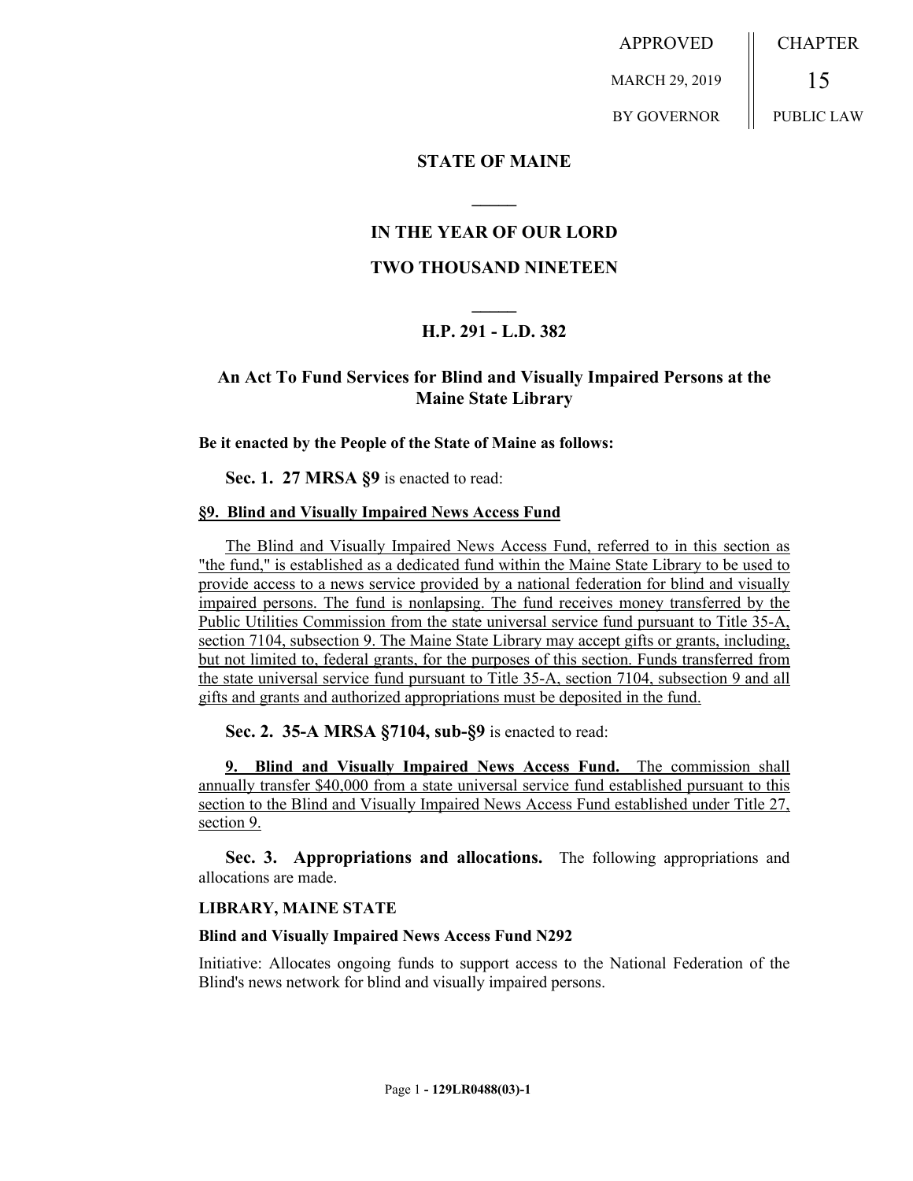| APPROVED | CHAPTER |
| --- | --- |
| MARCH 29, 2019 | 15 |
| BY GOVERNOR | PUBLIC LAW |

**STATE OF MAINE**

**IN THE YEAR OF OUR LORD**

**TWO THOUSAND NINETEEN**

**H.P. 291 - L.D. 382**

## An Act To Fund Services for Blind and Visually Impaired Persons at the Maine State Library

**Be it enacted by the People of the State of Maine as follows:**

**Sec. 1. 27 MRSA §9** is enacted to read:

**§9. Blind and Visually Impaired News Access Fund**

The Blind and Visually Impaired News Access Fund, referred to in this section as "the fund," is established as a dedicated fund within the Maine State Library to be used to provide access to a news service provided by a national federation for blind and visually impaired persons. The fund is nonlapsing. The fund receives money transferred by the Public Utilities Commission from the state universal service fund pursuant to Title 35-A, section 7104, subsection 9. The Maine State Library may accept gifts or grants, including, but not limited to, federal grants, for the purposes of this section. Funds transferred from the state universal service fund pursuant to Title 35-A, section 7104, subsection 9 and all gifts and grants and authorized appropriations must be deposited in the fund.

**Sec. 2. 35-A MRSA §7104, sub-§9** is enacted to read:

**9. Blind and Visually Impaired News Access Fund.** The commission shall annually transfer $40,000 from a state universal service fund established pursuant to this section to the Blind and Visually Impaired News Access Fund established under Title 27, section 9.

**Sec. 3. Appropriations and allocations.** The following appropriations and allocations are made.

**LIBRARY, MAINE STATE**

**Blind and Visually Impaired News Access Fund N292**

Initiative: Allocates ongoing funds to support access to the National Federation of the Blind's news network for blind and visually impaired persons.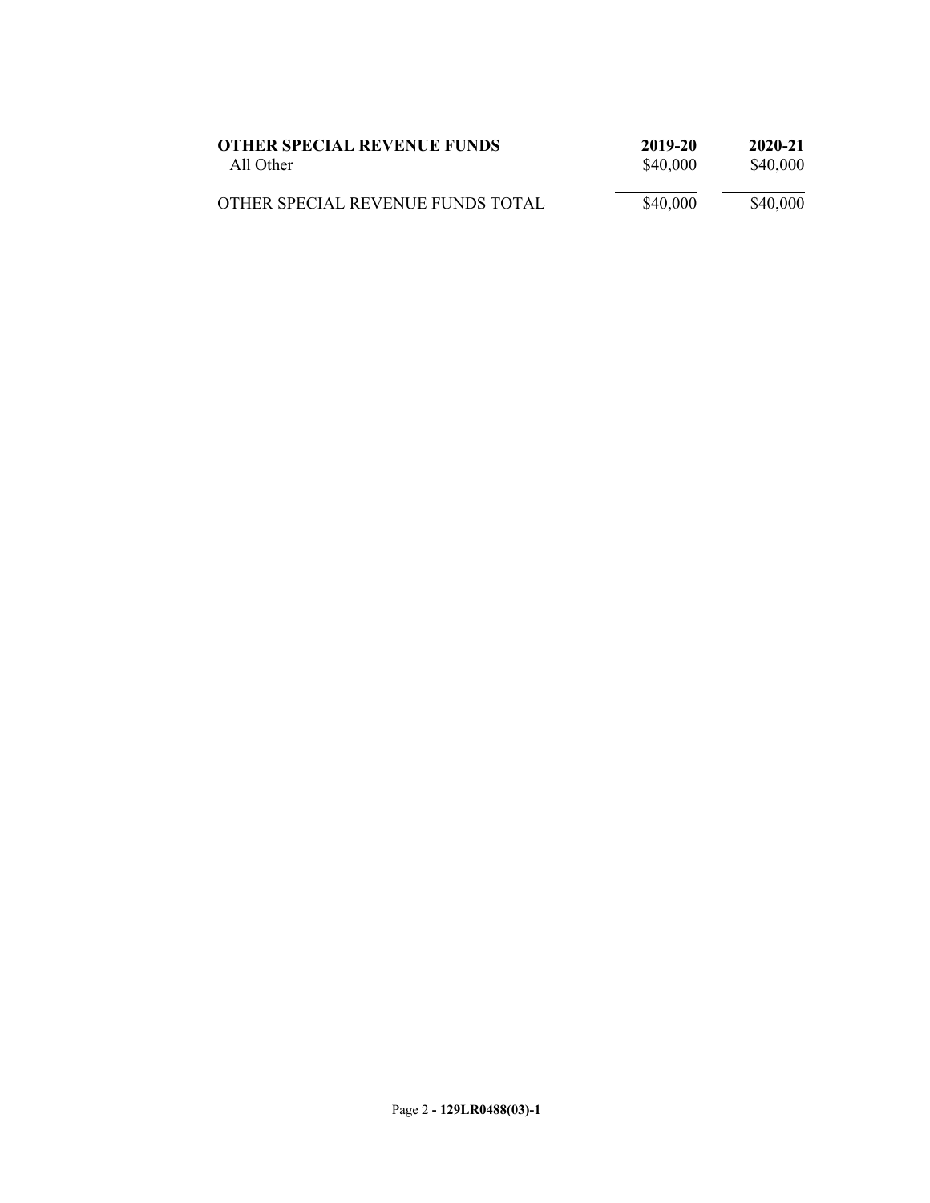| | | |
|---|---|---|
| **OTHER SPECIAL REVENUE FUNDS** | **2019-20** | **2020-21** |
| All Other | $40,000 | $40,000 |
| OTHER SPECIAL REVENUE FUNDS TOTAL | $40,000 | $40,000 |